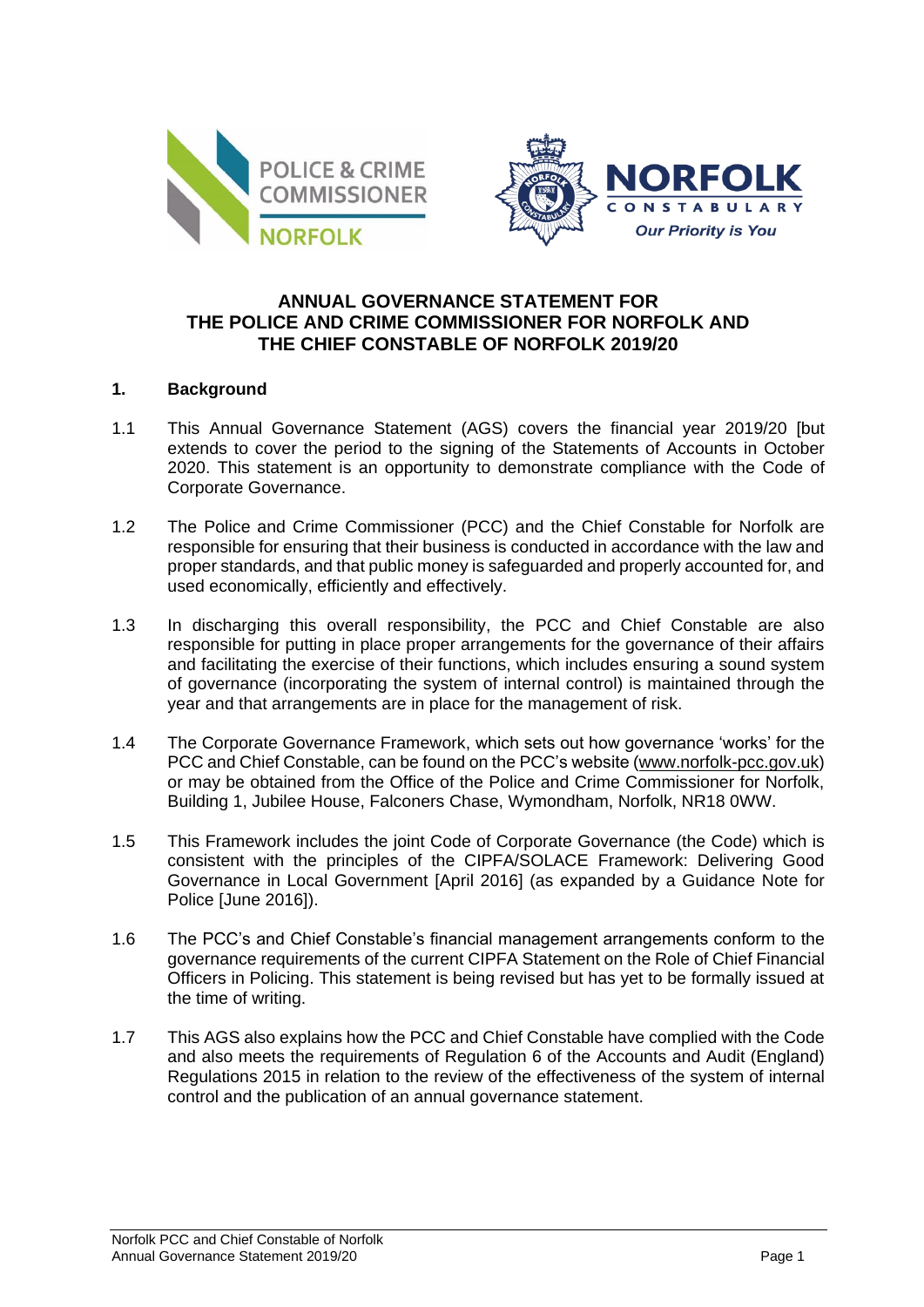# ANNUAL GOVERNANCE STATEMENT FOR THE POLICE AND CRIME COMMISSIONER FOR NORFOLK AND THE CHIEF CONSTABLE OF NORFOLK 2019/20

## 1. Background

1.1 This Annual Governance Statement (AGS) covers the financial year 2019/20 [but extends to cover the period to the signing of the Statements of Accounts in October 2020. This statement is an opportunity to demonstrate compliance with the Code of Corporate Governance.

1.2 The Police and Crime Commissioner (PCC) and the Chief Constable for Norfolk are responsible for ensuring that their business is conducted in accordance with the law and proper standards, and that public money is safeguarded and properly accounted for, and used economically, efficiently and effectively.

1.3 In discharging this overall responsibility, the PCC and Chief Constable are also responsible for putting in place proper arrangements for the governance of their affairs and facilitating the exercise of their functions, which includes ensuring a sound system of governance (incorporating the system of internal control) is maintained through the year and that arrangements are in place for the management of risk.

1.4 The Corporate Governance Framework, which sets out how governance 'works' for the PCC and Chief Constable, can be found on the PCC's website (www.norfolk-pcc.gov.uk) or may be obtained from the Office of the Police and Crime Commissioner for Norfolk, Building 1, Jubilee House, Falconers Chase, Wymondham, Norfolk, NR18 0WW.

1.5 This Framework includes the joint Code of Corporate Governance (the Code) which is consistent with the principles of the CIPFA/SOLACE Framework: Delivering Good Governance in Local Government [April 2016] (as expanded by a Guidance Note for Police [June 2016]).

1.6 The PCC's and Chief Constable's financial management arrangements conform to the governance requirements of the current CIPFA Statement on the Role of Chief Financial Officers in Policing. This statement is being revised but has yet to be formally issued at the time of writing.

1.7 This AGS also explains how the PCC and Chief Constable have complied with the Code and also meets the requirements of Regulation 6 of the Accounts and Audit (England) Regulations 2015 in relation to the review of the effectiveness of the system of internal control and the publication of an annual governance statement.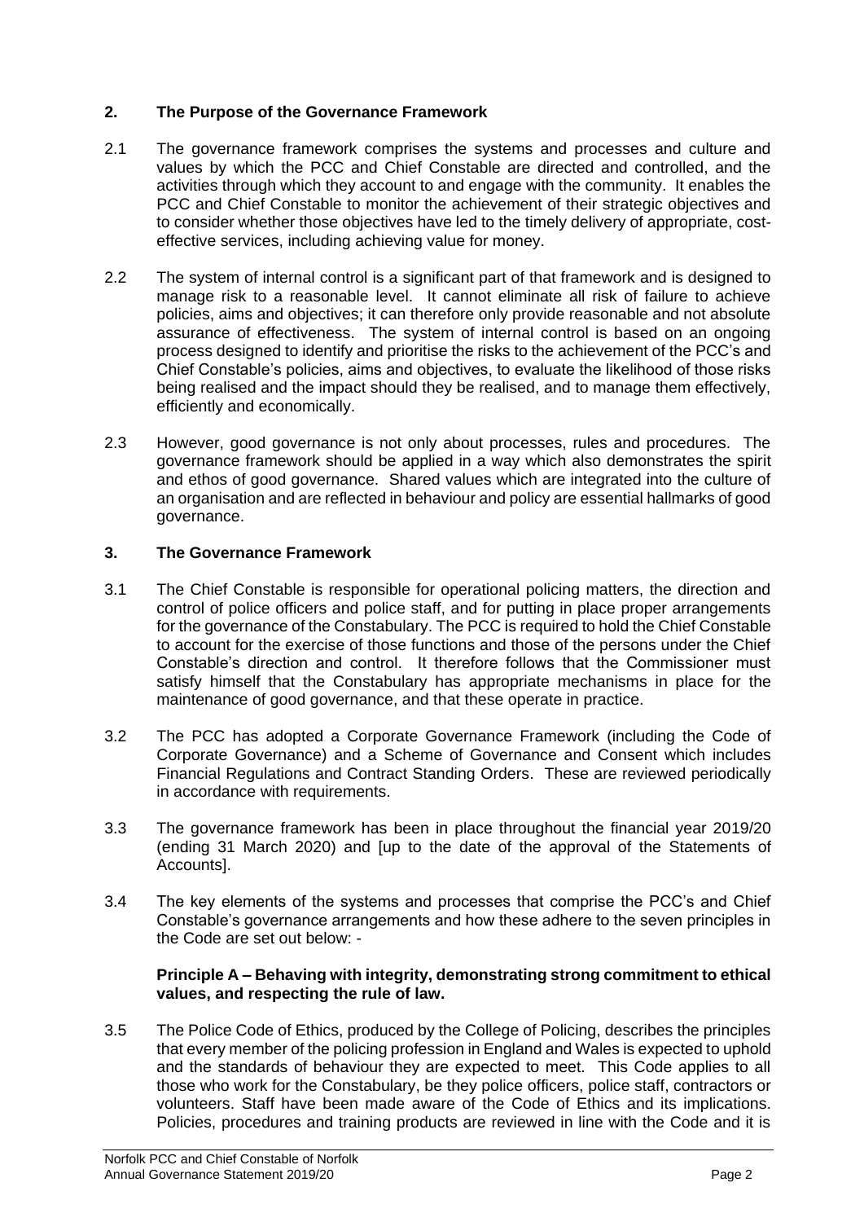## 2. The Purpose of the Governance Framework

2.1 The governance framework comprises the systems and processes and culture and values by which the PCC and Chief Constable are directed and controlled, and the activities through which they account to and engage with the community. It enables the PCC and Chief Constable to monitor the achievement of their strategic objectives and to consider whether those objectives have led to the timely delivery of appropriate, cost-effective services, including achieving value for money.

2.2 The system of internal control is a significant part of that framework and is designed to manage risk to a reasonable level. It cannot eliminate all risk of failure to achieve policies, aims and objectives; it can therefore only provide reasonable and not absolute assurance of effectiveness. The system of internal control is based on an ongoing process designed to identify and prioritise the risks to the achievement of the PCC's and Chief Constable's policies, aims and objectives, to evaluate the likelihood of those risks being realised and the impact should they be realised, and to manage them effectively, efficiently and economically.

2.3 However, good governance is not only about processes, rules and procedures. The governance framework should be applied in a way which also demonstrates the spirit and ethos of good governance. Shared values which are integrated into the culture of an organisation and are reflected in behaviour and policy are essential hallmarks of good governance.

## 3. The Governance Framework

3.1 The Chief Constable is responsible for operational policing matters, the direction and control of police officers and police staff, and for putting in place proper arrangements for the governance of the Constabulary. The PCC is required to hold the Chief Constable to account for the exercise of those functions and those of the persons under the Chief Constable's direction and control. It therefore follows that the Commissioner must satisfy himself that the Constabulary has appropriate mechanisms in place for the maintenance of good governance, and that these operate in practice.

3.2 The PCC has adopted a Corporate Governance Framework (including the Code of Corporate Governance) and a Scheme of Governance and Consent which includes Financial Regulations and Contract Standing Orders. These are reviewed periodically in accordance with requirements.

3.3 The governance framework has been in place throughout the financial year 2019/20 (ending 31 March 2020) and [up to the date of the approval of the Statements of Accounts].

3.4 The key elements of the systems and processes that comprise the PCC's and Chief Constable's governance arrangements and how these adhere to the seven principles in the Code are set out below: -

**Principle A – Behaving with integrity, demonstrating strong commitment to ethical values, and respecting the rule of law.**

3.5 The Police Code of Ethics, produced by the College of Policing, describes the principles that every member of the policing profession in England and Wales is expected to uphold and the standards of behaviour they are expected to meet. This Code applies to all those who work for the Constabulary, be they police officers, police staff, contractors or volunteers. Staff have been made aware of the Code of Ethics and its implications. Policies, procedures and training products are reviewed in line with the Code and it is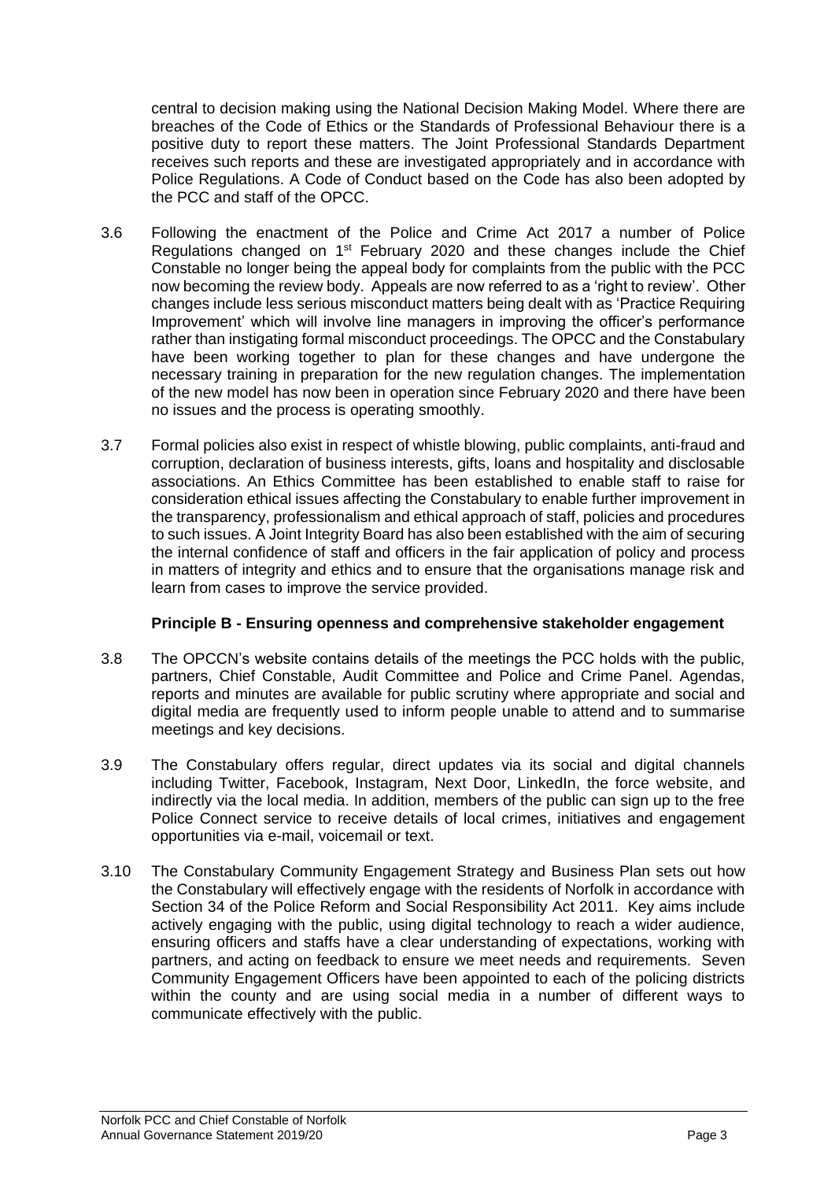central to decision making using the National Decision Making Model. Where there are breaches of the Code of Ethics or the Standards of Professional Behaviour there is a positive duty to report these matters. The Joint Professional Standards Department receives such reports and these are investigated appropriately and in accordance with Police Regulations. A Code of Conduct based on the Code has also been adopted by the PCC and staff of the OPCC.

3.6 Following the enactment of the Police and Crime Act 2017 a number of Police Regulations changed on 1st February 2020 and these changes include the Chief Constable no longer being the appeal body for complaints from the public with the PCC now becoming the review body. Appeals are now referred to as a 'right to review'. Other changes include less serious misconduct matters being dealt with as 'Practice Requiring Improvement' which will involve line managers in improving the officer's performance rather than instigating formal misconduct proceedings. The OPCC and the Constabulary have been working together to plan for these changes and have undergone the necessary training in preparation for the new regulation changes. The implementation of the new model has now been in operation since February 2020 and there have been no issues and the process is operating smoothly.

3.7 Formal policies also exist in respect of whistle blowing, public complaints, anti-fraud and corruption, declaration of business interests, gifts, loans and hospitality and disclosable associations. An Ethics Committee has been established to enable staff to raise for consideration ethical issues affecting the Constabulary to enable further improvement in the transparency, professionalism and ethical approach of staff, policies and procedures to such issues. A Joint Integrity Board has also been established with the aim of securing the internal confidence of staff and officers in the fair application of policy and process in matters of integrity and ethics and to ensure that the organisations manage risk and learn from cases to improve the service provided.

**Principle B - Ensuring openness and comprehensive stakeholder engagement**

3.8 The OPCCN's website contains details of the meetings the PCC holds with the public, partners, Chief Constable, Audit Committee and Police and Crime Panel. Agendas, reports and minutes are available for public scrutiny where appropriate and social and digital media are frequently used to inform people unable to attend and to summarise meetings and key decisions.

3.9 The Constabulary offers regular, direct updates via its social and digital channels including Twitter, Facebook, Instagram, Next Door, LinkedIn, the force website, and indirectly via the local media. In addition, members of the public can sign up to the free Police Connect service to receive details of local crimes, initiatives and engagement opportunities via e-mail, voicemail or text.

3.10 The Constabulary Community Engagement Strategy and Business Plan sets out how the Constabulary will effectively engage with the residents of Norfolk in accordance with Section 34 of the Police Reform and Social Responsibility Act 2011. Key aims include actively engaging with the public, using digital technology to reach a wider audience, ensuring officers and staffs have a clear understanding of expectations, working with partners, and acting on feedback to ensure we meet needs and requirements. Seven Community Engagement Officers have been appointed to each of the policing districts within the county and are using social media in a number of different ways to communicate effectively with the public.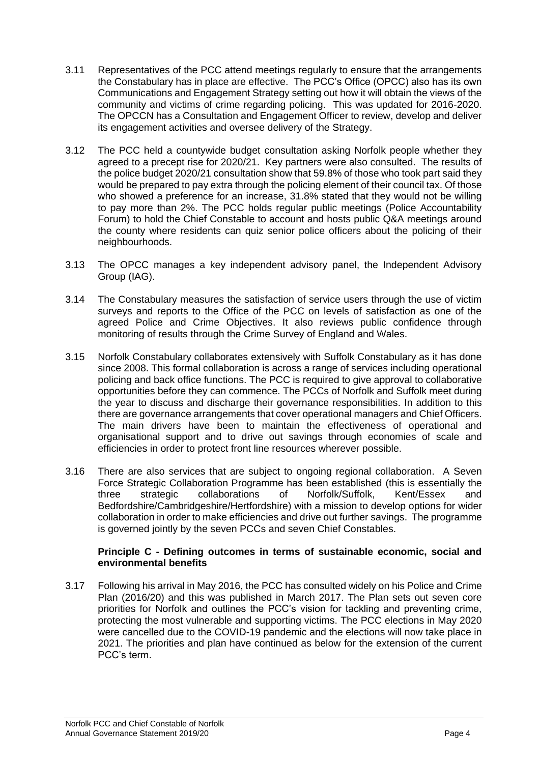3.11 Representatives of the PCC attend meetings regularly to ensure that the arrangements the Constabulary has in place are effective. The PCC's Office (OPCC) also has its own Communications and Engagement Strategy setting out how it will obtain the views of the community and victims of crime regarding policing. This was updated for 2016-2020. The OPCCN has a Consultation and Engagement Officer to review, develop and deliver its engagement activities and oversee delivery of the Strategy.

3.12 The PCC held a countywide budget consultation asking Norfolk people whether they agreed to a precept rise for 2020/21. Key partners were also consulted. The results of the police budget 2020/21 consultation show that 59.8% of those who took part said they would be prepared to pay extra through the policing element of their council tax. Of those who showed a preference for an increase, 31.8% stated that they would not be willing to pay more than 2%. The PCC holds regular public meetings (Police Accountability Forum) to hold the Chief Constable to account and hosts public Q&A meetings around the county where residents can quiz senior police officers about the policing of their neighbourhoods.

3.13 The OPCC manages a key independent advisory panel, the Independent Advisory Group (IAG).

3.14 The Constabulary measures the satisfaction of service users through the use of victim surveys and reports to the Office of the PCC on levels of satisfaction as one of the agreed Police and Crime Objectives. It also reviews public confidence through monitoring of results through the Crime Survey of England and Wales.

3.15 Norfolk Constabulary collaborates extensively with Suffolk Constabulary as it has done since 2008. This formal collaboration is across a range of services including operational policing and back office functions. The PCC is required to give approval to collaborative opportunities before they can commence. The PCCs of Norfolk and Suffolk meet during the year to discuss and discharge their governance responsibilities. In addition to this there are governance arrangements that cover operational managers and Chief Officers. The main drivers have been to maintain the effectiveness of operational and organisational support and to drive out savings through economies of scale and efficiencies in order to protect front line resources wherever possible.

3.16 There are also services that are subject to ongoing regional collaboration. A Seven Force Strategic Collaboration Programme has been established (this is essentially the three strategic collaborations of Norfolk/Suffolk, Kent/Essex and Bedfordshire/Cambridgeshire/Hertfordshire) with a mission to develop options for wider collaboration in order to make efficiencies and drive out further savings. The programme is governed jointly by the seven PCCs and seven Chief Constables.

**Principle C - Defining outcomes in terms of sustainable economic, social and environmental benefits**

3.17 Following his arrival in May 2016, the PCC has consulted widely on his Police and Crime Plan (2016/20) and this was published in March 2017. The Plan sets out seven core priorities for Norfolk and outlines the PCC's vision for tackling and preventing crime, protecting the most vulnerable and supporting victims. The PCC elections in May 2020 were cancelled due to the COVID-19 pandemic and the elections will now take place in 2021. The priorities and plan have continued as below for the extension of the current PCC's term.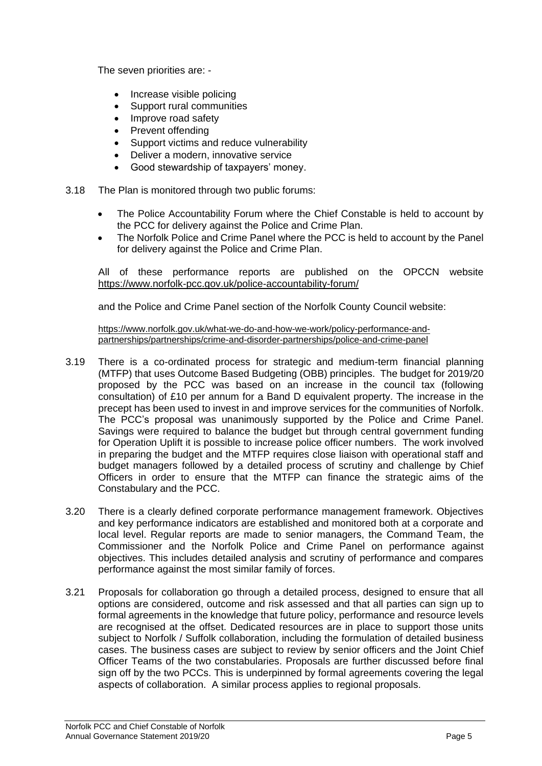The seven priorities are: -

- Increase visible policing
- Support rural communities
- Improve road safety
- Prevent offending
- Support victims and reduce vulnerability
- Deliver a modern, innovative service
- Good stewardship of taxpayers' money.

3.18 The Plan is monitored through two public forums:

- The Police Accountability Forum where the Chief Constable is held to account by the PCC for delivery against the Police and Crime Plan.
- The Norfolk Police and Crime Panel where the PCC is held to account by the Panel for delivery against the Police and Crime Plan.

All of these performance reports are published on the OPCCN website https://www.norfolk-pcc.gov.uk/police-accountability-forum/

and the Police and Crime Panel section of the Norfolk County Council website:

https://www.norfolk.gov.uk/what-we-do-and-how-we-work/policy-performance-and-partnerships/partnerships/crime-and-disorder-partnerships/police-and-crime-panel

3.19 There is a co-ordinated process for strategic and medium-term financial planning (MTFP) that uses Outcome Based Budgeting (OBB) principles. The budget for 2019/20 proposed by the PCC was based on an increase in the council tax (following consultation) of £10 per annum for a Band D equivalent property. The increase in the precept has been used to invest in and improve services for the communities of Norfolk. The PCC's proposal was unanimously supported by the Police and Crime Panel. Savings were required to balance the budget but through central government funding for Operation Uplift it is possible to increase police officer numbers. The work involved in preparing the budget and the MTFP requires close liaison with operational staff and budget managers followed by a detailed process of scrutiny and challenge by Chief Officers in order to ensure that the MTFP can finance the strategic aims of the Constabulary and the PCC.

3.20 There is a clearly defined corporate performance management framework. Objectives and key performance indicators are established and monitored both at a corporate and local level. Regular reports are made to senior managers, the Command Team, the Commissioner and the Norfolk Police and Crime Panel on performance against objectives. This includes detailed analysis and scrutiny of performance and compares performance against the most similar family of forces.

3.21 Proposals for collaboration go through a detailed process, designed to ensure that all options are considered, outcome and risk assessed and that all parties can sign up to formal agreements in the knowledge that future policy, performance and resource levels are recognised at the offset. Dedicated resources are in place to support those units subject to Norfolk / Suffolk collaboration, including the formulation of detailed business cases. The business cases are subject to review by senior officers and the Joint Chief Officer Teams of the two constabularies. Proposals are further discussed before final sign off by the two PCCs. This is underpinned by formal agreements covering the legal aspects of collaboration. A similar process applies to regional proposals.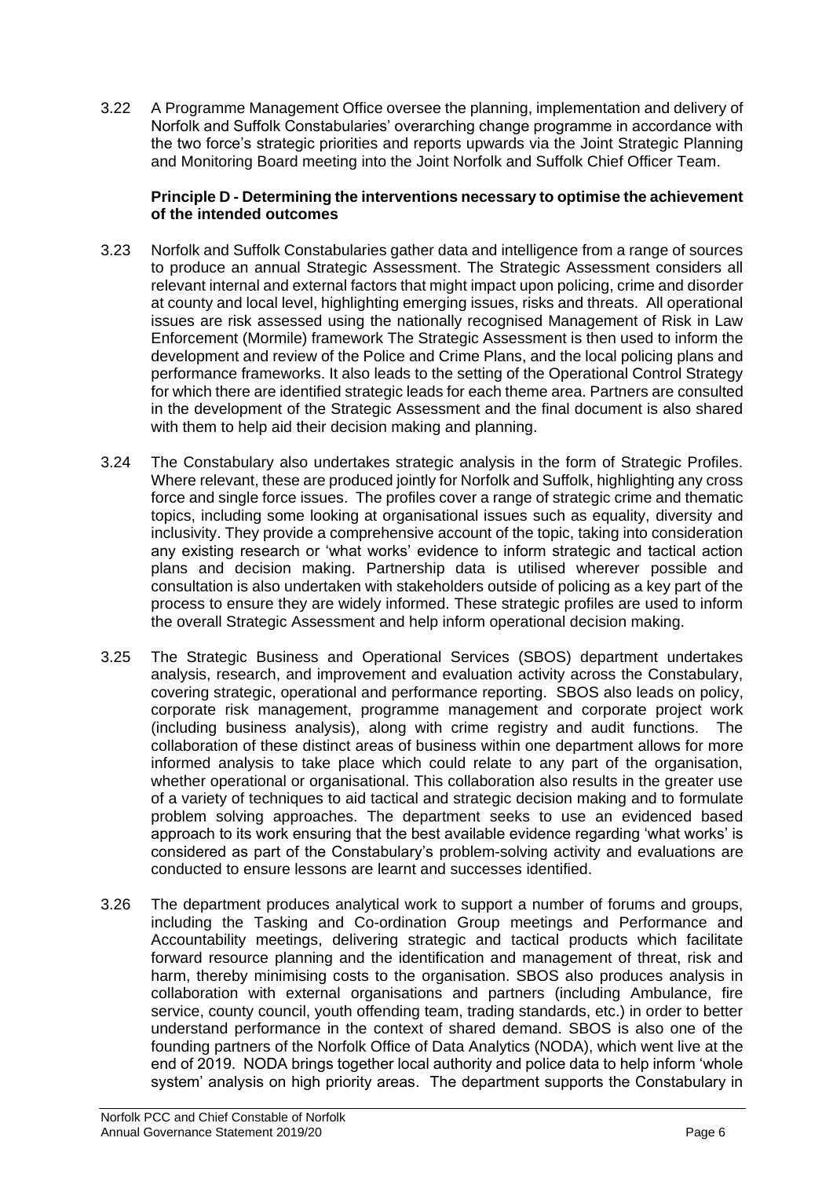3.22 A Programme Management Office oversee the planning, implementation and delivery of Norfolk and Suffolk Constabularies' overarching change programme in accordance with the two force's strategic priorities and reports upwards via the Joint Strategic Planning and Monitoring Board meeting into the Joint Norfolk and Suffolk Chief Officer Team.

**Principle D - Determining the interventions necessary to optimise the achievement of the intended outcomes**

3.23 Norfolk and Suffolk Constabularies gather data and intelligence from a range of sources to produce an annual Strategic Assessment. The Strategic Assessment considers all relevant internal and external factors that might impact upon policing, crime and disorder at county and local level, highlighting emerging issues, risks and threats. All operational issues are risk assessed using the nationally recognised Management of Risk in Law Enforcement (Mormile) framework The Strategic Assessment is then used to inform the development and review of the Police and Crime Plans, and the local policing plans and performance frameworks. It also leads to the setting of the Operational Control Strategy for which there are identified strategic leads for each theme area. Partners are consulted in the development of the Strategic Assessment and the final document is also shared with them to help aid their decision making and planning.

3.24 The Constabulary also undertakes strategic analysis in the form of Strategic Profiles. Where relevant, these are produced jointly for Norfolk and Suffolk, highlighting any cross force and single force issues. The profiles cover a range of strategic crime and thematic topics, including some looking at organisational issues such as equality, diversity and inclusivity. They provide a comprehensive account of the topic, taking into consideration any existing research or 'what works' evidence to inform strategic and tactical action plans and decision making. Partnership data is utilised wherever possible and consultation is also undertaken with stakeholders outside of policing as a key part of the process to ensure they are widely informed. These strategic profiles are used to inform the overall Strategic Assessment and help inform operational decision making.

3.25 The Strategic Business and Operational Services (SBOS) department undertakes analysis, research, and improvement and evaluation activity across the Constabulary, covering strategic, operational and performance reporting. SBOS also leads on policy, corporate risk management, programme management and corporate project work (including business analysis), along with crime registry and audit functions. The collaboration of these distinct areas of business within one department allows for more informed analysis to take place which could relate to any part of the organisation, whether operational or organisational. This collaboration also results in the greater use of a variety of techniques to aid tactical and strategic decision making and to formulate problem solving approaches. The department seeks to use an evidenced based approach to its work ensuring that the best available evidence regarding 'what works' is considered as part of the Constabulary's problem-solving activity and evaluations are conducted to ensure lessons are learnt and successes identified.

3.26 The department produces analytical work to support a number of forums and groups, including the Tasking and Co-ordination Group meetings and Performance and Accountability meetings, delivering strategic and tactical products which facilitate forward resource planning and the identification and management of threat, risk and harm, thereby minimising costs to the organisation. SBOS also produces analysis in collaboration with external organisations and partners (including Ambulance, fire service, county council, youth offending team, trading standards, etc.) in order to better understand performance in the context of shared demand. SBOS is also one of the founding partners of the Norfolk Office of Data Analytics (NODA), which went live at the end of 2019. NODA brings together local authority and police data to help inform 'whole system' analysis on high priority areas. The department supports the Constabulary in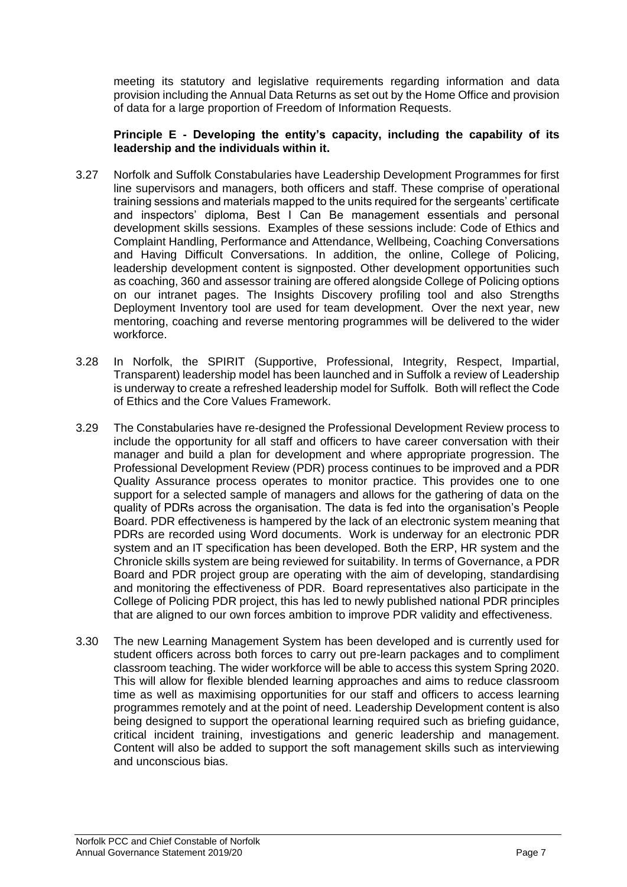meeting its statutory and legislative requirements regarding information and data provision including the Annual Data Returns as set out by the Home Office and provision of data for a large proportion of Freedom of Information Requests.

**Principle E - Developing the entity's capacity, including the capability of its leadership and the individuals within it.**

3.27 Norfolk and Suffolk Constabularies have Leadership Development Programmes for first line supervisors and managers, both officers and staff. These comprise of operational training sessions and materials mapped to the units required for the sergeants' certificate and inspectors' diploma, Best I Can Be management essentials and personal development skills sessions. Examples of these sessions include: Code of Ethics and Complaint Handling, Performance and Attendance, Wellbeing, Coaching Conversations and Having Difficult Conversations. In addition, the online, College of Policing, leadership development content is signposted. Other development opportunities such as coaching, 360 and assessor training are offered alongside College of Policing options on our intranet pages. The Insights Discovery profiling tool and also Strengths Deployment Inventory tool are used for team development. Over the next year, new mentoring, coaching and reverse mentoring programmes will be delivered to the wider workforce.

3.28 In Norfolk, the SPIRIT (Supportive, Professional, Integrity, Respect, Impartial, Transparent) leadership model has been launched and in Suffolk a review of Leadership is underway to create a refreshed leadership model for Suffolk. Both will reflect the Code of Ethics and the Core Values Framework.

3.29 The Constabularies have re-designed the Professional Development Review process to include the opportunity for all staff and officers to have career conversation with their manager and build a plan for development and where appropriate progression. The Professional Development Review (PDR) process continues to be improved and a PDR Quality Assurance process operates to monitor practice. This provides one to one support for a selected sample of managers and allows for the gathering of data on the quality of PDRs across the organisation. The data is fed into the organisation's People Board. PDR effectiveness is hampered by the lack of an electronic system meaning that PDRs are recorded using Word documents. Work is underway for an electronic PDR system and an IT specification has been developed. Both the ERP, HR system and the Chronicle skills system are being reviewed for suitability. In terms of Governance, a PDR Board and PDR project group are operating with the aim of developing, standardising and monitoring the effectiveness of PDR. Board representatives also participate in the College of Policing PDR project, this has led to newly published national PDR principles that are aligned to our own forces ambition to improve PDR validity and effectiveness.

3.30 The new Learning Management System has been developed and is currently used for student officers across both forces to carry out pre-learn packages and to compliment classroom teaching. The wider workforce will be able to access this system Spring 2020. This will allow for flexible blended learning approaches and aims to reduce classroom time as well as maximising opportunities for our staff and officers to access learning programmes remotely and at the point of need. Leadership Development content is also being designed to support the operational learning required such as briefing guidance, critical incident training, investigations and generic leadership and management. Content will also be added to support the soft management skills such as interviewing and unconscious bias.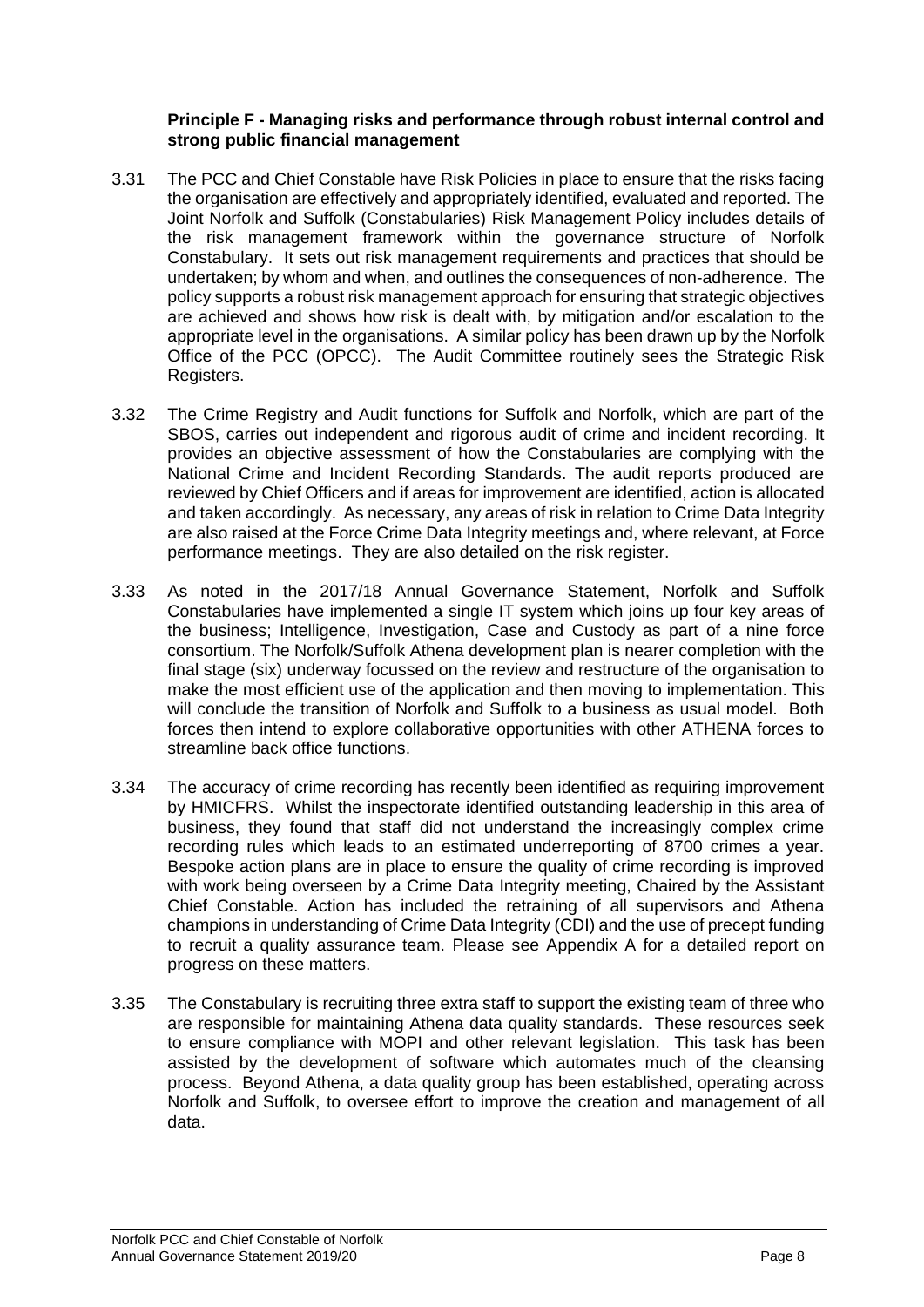**Principle F - Managing risks and performance through robust internal control and strong public financial management**

3.31 The PCC and Chief Constable have Risk Policies in place to ensure that the risks facing the organisation are effectively and appropriately identified, evaluated and reported. The Joint Norfolk and Suffolk (Constabularies) Risk Management Policy includes details of the risk management framework within the governance structure of Norfolk Constabulary. It sets out risk management requirements and practices that should be undertaken; by whom and when, and outlines the consequences of non-adherence. The policy supports a robust risk management approach for ensuring that strategic objectives are achieved and shows how risk is dealt with, by mitigation and/or escalation to the appropriate level in the organisations. A similar policy has been drawn up by the Norfolk Office of the PCC (OPCC). The Audit Committee routinely sees the Strategic Risk Registers.

3.32 The Crime Registry and Audit functions for Suffolk and Norfolk, which are part of the SBOS, carries out independent and rigorous audit of crime and incident recording. It provides an objective assessment of how the Constabularies are complying with the National Crime and Incident Recording Standards. The audit reports produced are reviewed by Chief Officers and if areas for improvement are identified, action is allocated and taken accordingly. As necessary, any areas of risk in relation to Crime Data Integrity are also raised at the Force Crime Data Integrity meetings and, where relevant, at Force performance meetings. They are also detailed on the risk register.

3.33 As noted in the 2017/18 Annual Governance Statement, Norfolk and Suffolk Constabularies have implemented a single IT system which joins up four key areas of the business; Intelligence, Investigation, Case and Custody as part of a nine force consortium. The Norfolk/Suffolk Athena development plan is nearer completion with the final stage (six) underway focussed on the review and restructure of the organisation to make the most efficient use of the application and then moving to implementation. This will conclude the transition of Norfolk and Suffolk to a business as usual model. Both forces then intend to explore collaborative opportunities with other ATHENA forces to streamline back office functions.

3.34 The accuracy of crime recording has recently been identified as requiring improvement by HMICFRS. Whilst the inspectorate identified outstanding leadership in this area of business, they found that staff did not understand the increasingly complex crime recording rules which leads to an estimated underreporting of 8700 crimes a year. Bespoke action plans are in place to ensure the quality of crime recording is improved with work being overseen by a Crime Data Integrity meeting, Chaired by the Assistant Chief Constable. Action has included the retraining of all supervisors and Athena champions in understanding of Crime Data Integrity (CDI) and the use of precept funding to recruit a quality assurance team. Please see Appendix A for a detailed report on progress on these matters.

3.35 The Constabulary is recruiting three extra staff to support the existing team of three who are responsible for maintaining Athena data quality standards. These resources seek to ensure compliance with MOPI and other relevant legislation. This task has been assisted by the development of software which automates much of the cleansing process. Beyond Athena, a data quality group has been established, operating across Norfolk and Suffolk, to oversee effort to improve the creation and management of all data.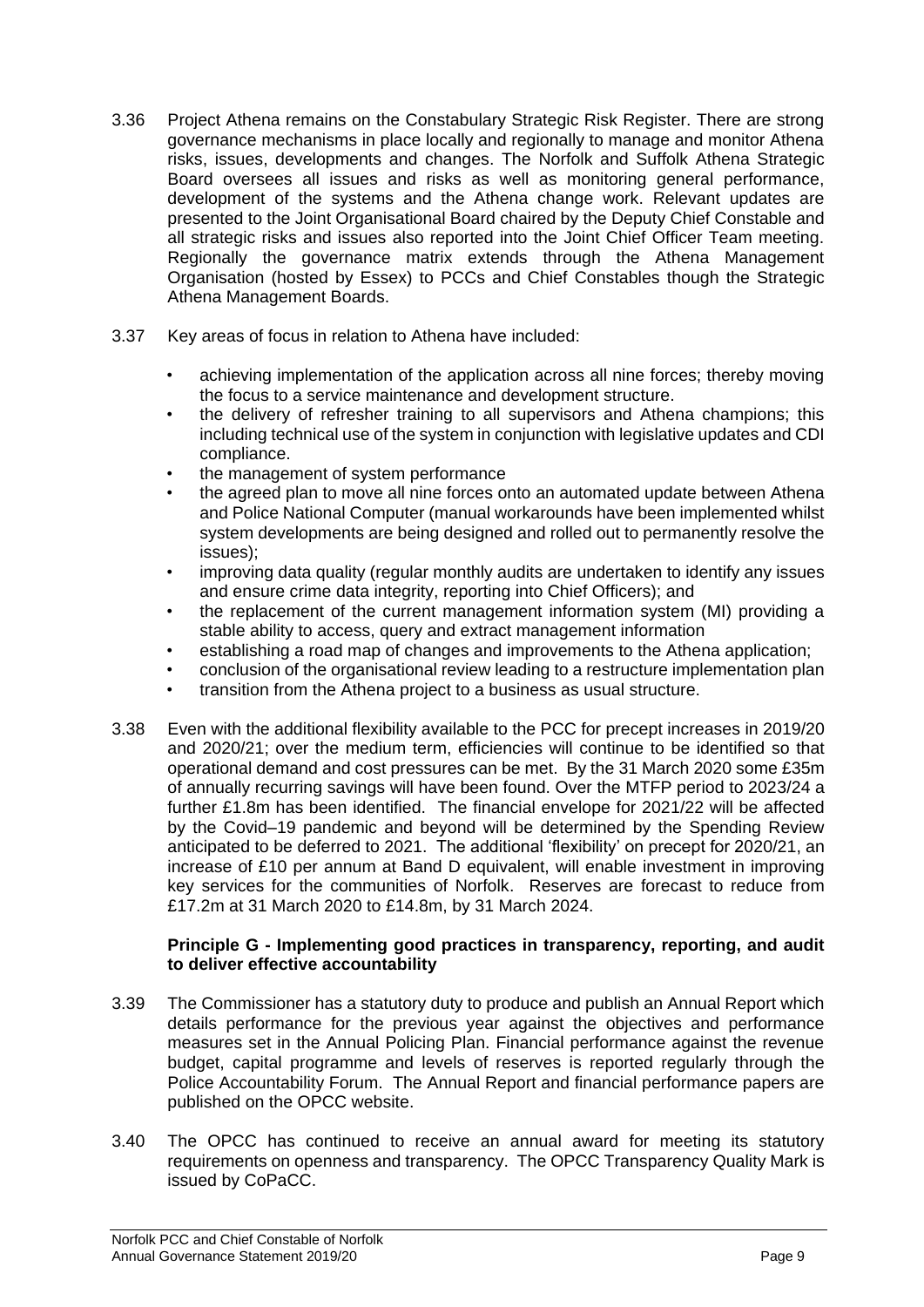3.36 Project Athena remains on the Constabulary Strategic Risk Register. There are strong governance mechanisms in place locally and regionally to manage and monitor Athena risks, issues, developments and changes. The Norfolk and Suffolk Athena Strategic Board oversees all issues and risks as well as monitoring general performance, development of the systems and the Athena change work. Relevant updates are presented to the Joint Organisational Board chaired by the Deputy Chief Constable and all strategic risks and issues also reported into the Joint Chief Officer Team meeting. Regionally the governance matrix extends through the Athena Management Organisation (hosted by Essex) to PCCs and Chief Constables though the Strategic Athena Management Boards.

3.37 Key areas of focus in relation to Athena have included:

- achieving implementation of the application across all nine forces; thereby moving the focus to a service maintenance and development structure.
- the delivery of refresher training to all supervisors and Athena champions; this including technical use of the system in conjunction with legislative updates and CDI compliance.
- the management of system performance
- the agreed plan to move all nine forces onto an automated update between Athena and Police National Computer (manual workarounds have been implemented whilst system developments are being designed and rolled out to permanently resolve the issues);
- improving data quality (regular monthly audits are undertaken to identify any issues and ensure crime data integrity, reporting into Chief Officers); and
- the replacement of the current management information system (MI) providing a stable ability to access, query and extract management information
- establishing a road map of changes and improvements to the Athena application;
- conclusion of the organisational review leading to a restructure implementation plan
- transition from the Athena project to a business as usual structure.

3.38 Even with the additional flexibility available to the PCC for precept increases in 2019/20 and 2020/21; over the medium term, efficiencies will continue to be identified so that operational demand and cost pressures can be met. By the 31 March 2020 some £35m of annually recurring savings will have been found. Over the MTFP period to 2023/24 a further £1.8m has been identified. The financial envelope for 2021/22 will be affected by the Covid–19 pandemic and beyond will be determined by the Spending Review anticipated to be deferred to 2021. The additional 'flexibility' on precept for 2020/21, an increase of £10 per annum at Band D equivalent, will enable investment in improving key services for the communities of Norfolk. Reserves are forecast to reduce from £17.2m at 31 March 2020 to £14.8m, by 31 March 2024.

**Principle G - Implementing good practices in transparency, reporting, and audit to deliver effective accountability**

3.39 The Commissioner has a statutory duty to produce and publish an Annual Report which details performance for the previous year against the objectives and performance measures set in the Annual Policing Plan. Financial performance against the revenue budget, capital programme and levels of reserves is reported regularly through the Police Accountability Forum. The Annual Report and financial performance papers are published on the OPCC website.

3.40 The OPCC has continued to receive an annual award for meeting its statutory requirements on openness and transparency. The OPCC Transparency Quality Mark is issued by CoPaCC.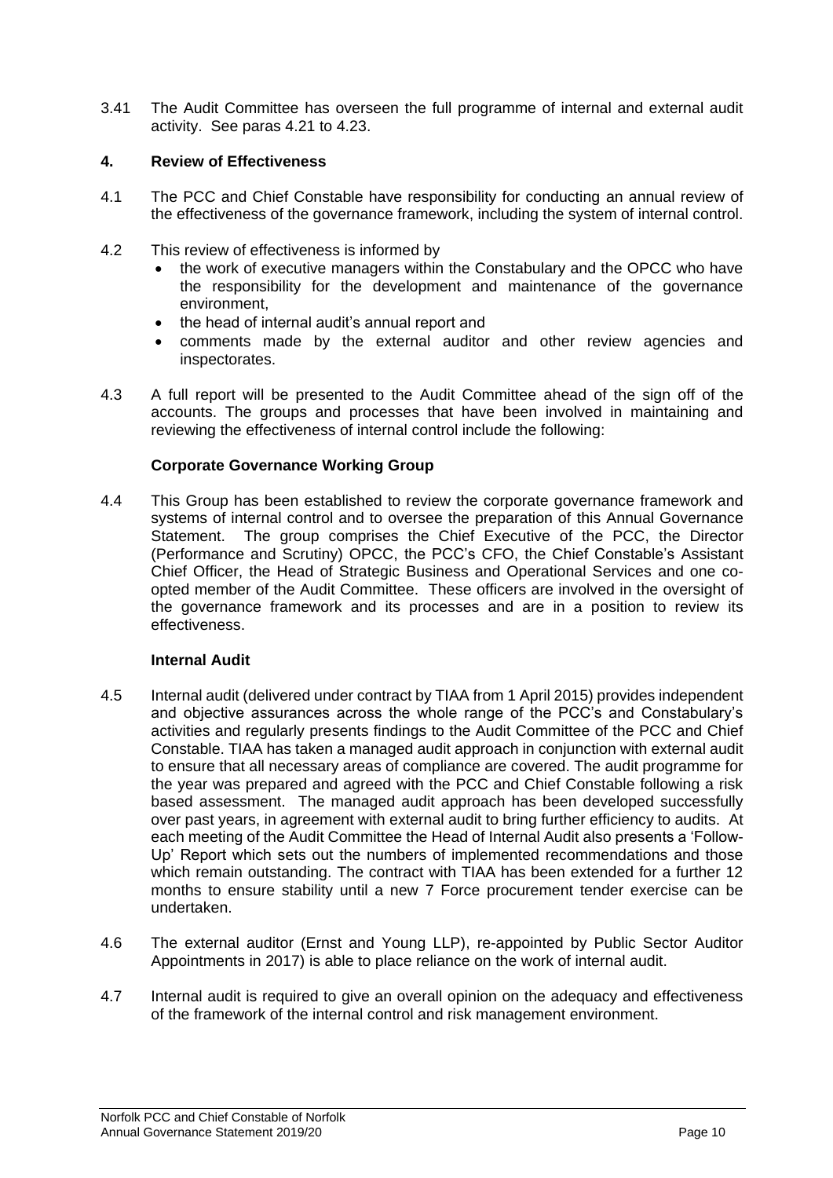3.41 The Audit Committee has overseen the full programme of internal and external audit activity. See paras 4.21 to 4.23.

## 4. Review of Effectiveness

4.1 The PCC and Chief Constable have responsibility for conducting an annual review of the effectiveness of the governance framework, including the system of internal control.

4.2 This review of effectiveness is informed by

- the work of executive managers within the Constabulary and the OPCC who have the responsibility for the development and maintenance of the governance environment,
- the head of internal audit's annual report and
- comments made by the external auditor and other review agencies and inspectorates.

4.3 A full report will be presented to the Audit Committee ahead of the sign off of the accounts. The groups and processes that have been involved in maintaining and reviewing the effectiveness of internal control include the following:

**Corporate Governance Working Group**

4.4 This Group has been established to review the corporate governance framework and systems of internal control and to oversee the preparation of this Annual Governance Statement. The group comprises the Chief Executive of the PCC, the Director (Performance and Scrutiny) OPCC, the PCC's CFO, the Chief Constable's Assistant Chief Officer, the Head of Strategic Business and Operational Services and one co-opted member of the Audit Committee. These officers are involved in the oversight of the governance framework and its processes and are in a position to review its effectiveness.

**Internal Audit**

4.5 Internal audit (delivered under contract by TIAA from 1 April 2015) provides independent and objective assurances across the whole range of the PCC's and Constabulary's activities and regularly presents findings to the Audit Committee of the PCC and Chief Constable. TIAA has taken a managed audit approach in conjunction with external audit to ensure that all necessary areas of compliance are covered. The audit programme for the year was prepared and agreed with the PCC and Chief Constable following a risk based assessment. The managed audit approach has been developed successfully over past years, in agreement with external audit to bring further efficiency to audits. At each meeting of the Audit Committee the Head of Internal Audit also presents a 'Follow-Up' Report which sets out the numbers of implemented recommendations and those which remain outstanding. The contract with TIAA has been extended for a further 12 months to ensure stability until a new 7 Force procurement tender exercise can be undertaken.

4.6 The external auditor (Ernst and Young LLP), re-appointed by Public Sector Auditor Appointments in 2017) is able to place reliance on the work of internal audit.

4.7 Internal audit is required to give an overall opinion on the adequacy and effectiveness of the framework of the internal control and risk management environment.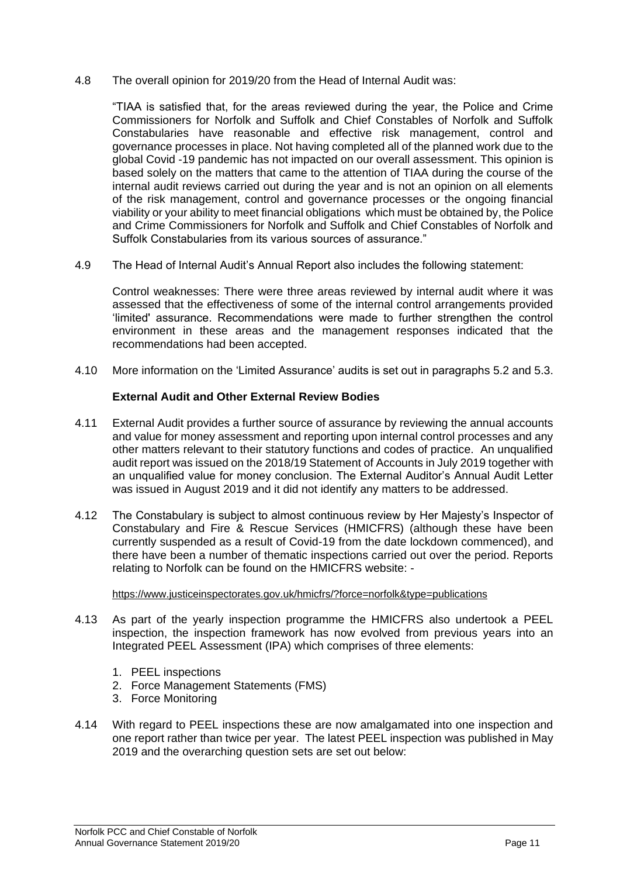4.8 The overall opinion for 2019/20 from the Head of Internal Audit was:

"TIAA is satisfied that, for the areas reviewed during the year, the Police and Crime Commissioners for Norfolk and Suffolk and Chief Constables of Norfolk and Suffolk Constabularies have reasonable and effective risk management, control and governance processes in place. Not having completed all of the planned work due to the global Covid -19 pandemic has not impacted on our overall assessment. This opinion is based solely on the matters that came to the attention of TIAA during the course of the internal audit reviews carried out during the year and is not an opinion on all elements of the risk management, control and governance processes or the ongoing financial viability or your ability to meet financial obligations which must be obtained by, the Police and Crime Commissioners for Norfolk and Suffolk and Chief Constables of Norfolk and Suffolk Constabularies from its various sources of assurance."

4.9 The Head of Internal Audit's Annual Report also includes the following statement:

Control weaknesses: There were three areas reviewed by internal audit where it was assessed that the effectiveness of some of the internal control arrangements provided 'limited' assurance. Recommendations were made to further strengthen the control environment in these areas and the management responses indicated that the recommendations had been accepted.

4.10 More information on the 'Limited Assurance' audits is set out in paragraphs 5.2 and 5.3.

**External Audit and Other External Review Bodies**

4.11 External Audit provides a further source of assurance by reviewing the annual accounts and value for money assessment and reporting upon internal control processes and any other matters relevant to their statutory functions and codes of practice. An unqualified audit report was issued on the 2018/19 Statement of Accounts in July 2019 together with an unqualified value for money conclusion. The External Auditor's Annual Audit Letter was issued in August 2019 and it did not identify any matters to be addressed.

4.12 The Constabulary is subject to almost continuous review by Her Majesty's Inspector of Constabulary and Fire & Rescue Services (HMICFRS) (although these have been currently suspended as a result of Covid-19 from the date lockdown commenced), and there have been a number of thematic inspections carried out over the period. Reports relating to Norfolk can be found on the HMICFRS website: -

https://www.justiceinspectorates.gov.uk/hmicfrs/?force=norfolk&type=publications

4.13 As part of the yearly inspection programme the HMICFRS also undertook a PEEL inspection, the inspection framework has now evolved from previous years into an Integrated PEEL Assessment (IPA) which comprises of three elements:

1. PEEL inspections
2. Force Management Statements (FMS)
3. Force Monitoring

4.14 With regard to PEEL inspections these are now amalgamated into one inspection and one report rather than twice per year. The latest PEEL inspection was published in May 2019 and the overarching question sets are set out below: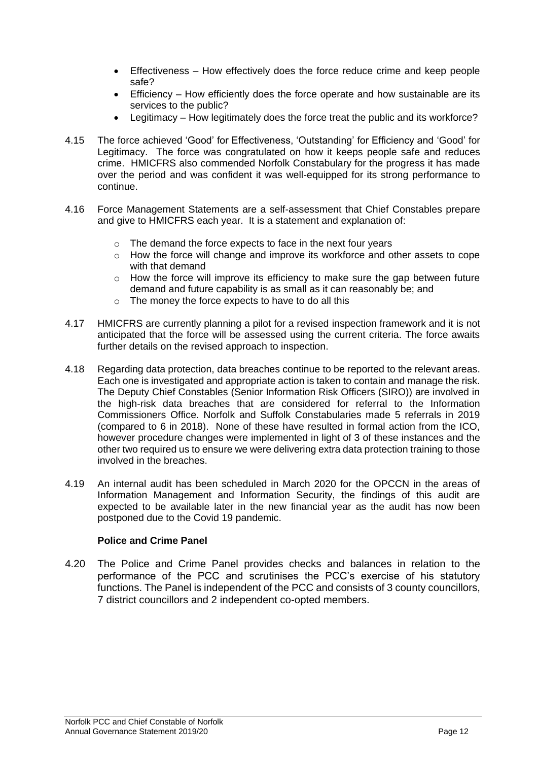- Effectiveness – How effectively does the force reduce crime and keep people safe?
- Efficiency – How efficiently does the force operate and how sustainable are its services to the public?
- Legitimacy – How legitimately does the force treat the public and its workforce?

4.15 The force achieved 'Good' for Effectiveness, 'Outstanding' for Efficiency and 'Good' for Legitimacy. The force was congratulated on how it keeps people safe and reduces crime. HMICFRS also commended Norfolk Constabulary for the progress it has made over the period and was confident it was well-equipped for its strong performance to continue.

4.16 Force Management Statements are a self-assessment that Chief Constables prepare and give to HMICFRS each year. It is a statement and explanation of:

- The demand the force expects to face in the next four years
- How the force will change and improve its workforce and other assets to cope with that demand
- How the force will improve its efficiency to make sure the gap between future demand and future capability is as small as it can reasonably be; and
- The money the force expects to have to do all this

4.17 HMICFRS are currently planning a pilot for a revised inspection framework and it is not anticipated that the force will be assessed using the current criteria. The force awaits further details on the revised approach to inspection.

4.18 Regarding data protection, data breaches continue to be reported to the relevant areas. Each one is investigated and appropriate action is taken to contain and manage the risk. The Deputy Chief Constables (Senior Information Risk Officers (SIRO)) are involved in the high-risk data breaches that are considered for referral to the Information Commissioners Office. Norfolk and Suffolk Constabularies made 5 referrals in 2019 (compared to 6 in 2018). None of these have resulted in formal action from the ICO, however procedure changes were implemented in light of 3 of these instances and the other two required us to ensure we were delivering extra data protection training to those involved in the breaches.

4.19 An internal audit has been scheduled in March 2020 for the OPCCN in the areas of Information Management and Information Security, the findings of this audit are expected to be available later in the new financial year as the audit has now been postponed due to the Covid 19 pandemic.

**Police and Crime Panel**

4.20 The Police and Crime Panel provides checks and balances in relation to the performance of the PCC and scrutinises the PCC's exercise of his statutory functions. The Panel is independent of the PCC and consists of 3 county councillors, 7 district councillors and 2 independent co-opted members.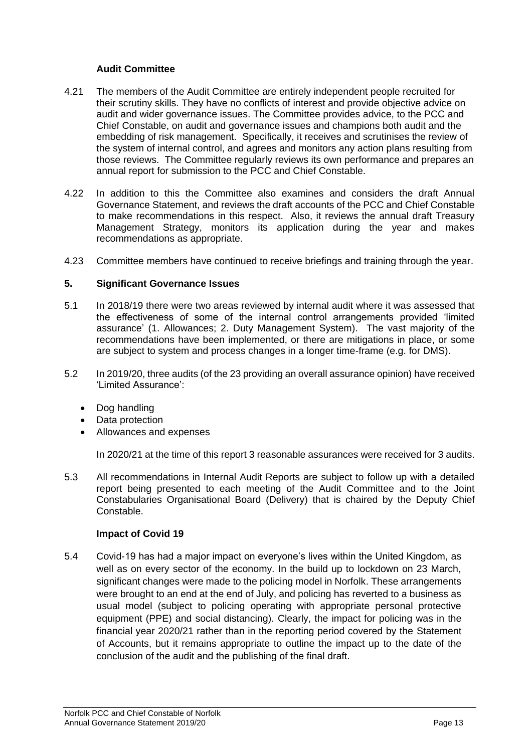**Audit Committee**

4.21 The members of the Audit Committee are entirely independent people recruited for their scrutiny skills. They have no conflicts of interest and provide objective advice on audit and wider governance issues. The Committee provides advice, to the PCC and Chief Constable, on audit and governance issues and champions both audit and the embedding of risk management. Specifically, it receives and scrutinises the review of the system of internal control, and agrees and monitors any action plans resulting from those reviews. The Committee regularly reviews its own performance and prepares an annual report for submission to the PCC and Chief Constable.

4.22 In addition to this the Committee also examines and considers the draft Annual Governance Statement, and reviews the draft accounts of the PCC and Chief Constable to make recommendations in this respect. Also, it reviews the annual draft Treasury Management Strategy, monitors its application during the year and makes recommendations as appropriate.

4.23 Committee members have continued to receive briefings and training through the year.

## 5. Significant Governance Issues

5.1 In 2018/19 there were two areas reviewed by internal audit where it was assessed that the effectiveness of some of the internal control arrangements provided 'limited assurance' (1. Allowances; 2. Duty Management System). The vast majority of the recommendations have been implemented, or there are mitigations in place, or some are subject to system and process changes in a longer time-frame (e.g. for DMS).

5.2 In 2019/20, three audits (of the 23 providing an overall assurance opinion) have received 'Limited Assurance':

- Dog handling
- Data protection
- Allowances and expenses

In 2020/21 at the time of this report 3 reasonable assurances were received for 3 audits.

5.3 All recommendations in Internal Audit Reports are subject to follow up with a detailed report being presented to each meeting of the Audit Committee and to the Joint Constabularies Organisational Board (Delivery) that is chaired by the Deputy Chief Constable.

**Impact of Covid 19**

5.4 Covid-19 has had a major impact on everyone's lives within the United Kingdom, as well as on every sector of the economy. In the build up to lockdown on 23 March, significant changes were made to the policing model in Norfolk. These arrangements were brought to an end at the end of July, and policing has reverted to a business as usual model (subject to policing operating with appropriate personal protective equipment (PPE) and social distancing). Clearly, the impact for policing was in the financial year 2020/21 rather than in the reporting period covered by the Statement of Accounts, but it remains appropriate to outline the impact up to the date of the conclusion of the audit and the publishing of the final draft.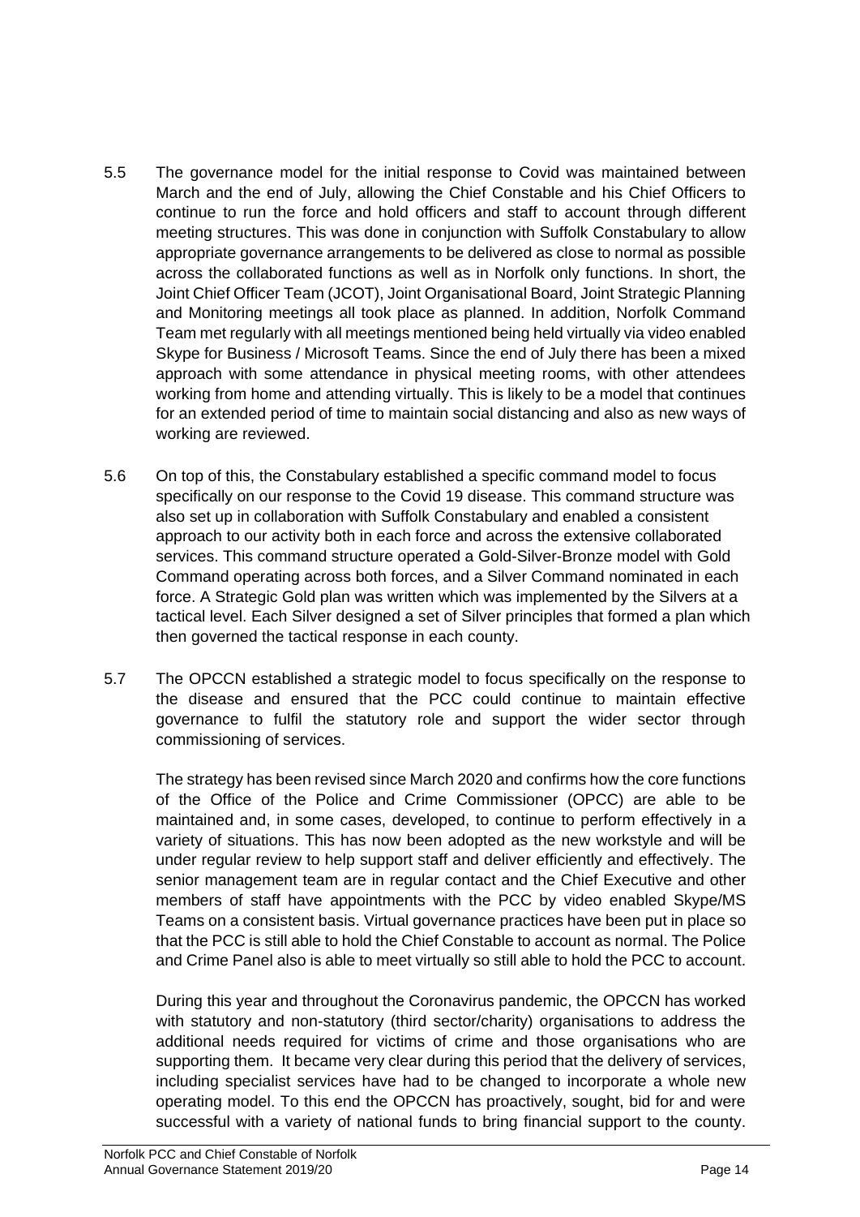5.5 The governance model for the initial response to Covid was maintained between March and the end of July, allowing the Chief Constable and his Chief Officers to continue to run the force and hold officers and staff to account through different meeting structures. This was done in conjunction with Suffolk Constabulary to allow appropriate governance arrangements to be delivered as close to normal as possible across the collaborated functions as well as in Norfolk only functions. In short, the Joint Chief Officer Team (JCOT), Joint Organisational Board, Joint Strategic Planning and Monitoring meetings all took place as planned. In addition, Norfolk Command Team met regularly with all meetings mentioned being held virtually via video enabled Skype for Business / Microsoft Teams. Since the end of July there has been a mixed approach with some attendance in physical meeting rooms, with other attendees working from home and attending virtually. This is likely to be a model that continues for an extended period of time to maintain social distancing and also as new ways of working are reviewed.

5.6 On top of this, the Constabulary established a specific command model to focus specifically on our response to the Covid 19 disease. This command structure was also set up in collaboration with Suffolk Constabulary and enabled a consistent approach to our activity both in each force and across the extensive collaborated services. This command structure operated a Gold-Silver-Bronze model with Gold Command operating across both forces, and a Silver Command nominated in each force. A Strategic Gold plan was written which was implemented by the Silvers at a tactical level. Each Silver designed a set of Silver principles that formed a plan which then governed the tactical response in each county.

5.7 The OPCCN established a strategic model to focus specifically on the response to the disease and ensured that the PCC could continue to maintain effective governance to fulfil the statutory role and support the wider sector through commissioning of services.

The strategy has been revised since March 2020 and confirms how the core functions of the Office of the Police and Crime Commissioner (OPCC) are able to be maintained and, in some cases, developed, to continue to perform effectively in a variety of situations. This has now been adopted as the new workstyle and will be under regular review to help support staff and deliver efficiently and effectively. The senior management team are in regular contact and the Chief Executive and other members of staff have appointments with the PCC by video enabled Skype/MS Teams on a consistent basis. Virtual governance practices have been put in place so that the PCC is still able to hold the Chief Constable to account as normal. The Police and Crime Panel also is able to meet virtually so still able to hold the PCC to account.

During this year and throughout the Coronavirus pandemic, the OPCCN has worked with statutory and non-statutory (third sector/charity) organisations to address the additional needs required for victims of crime and those organisations who are supporting them. It became very clear during this period that the delivery of services, including specialist services have had to be changed to incorporate a whole new operating model. To this end the OPCCN has proactively, sought, bid for and were successful with a variety of national funds to bring financial support to the county.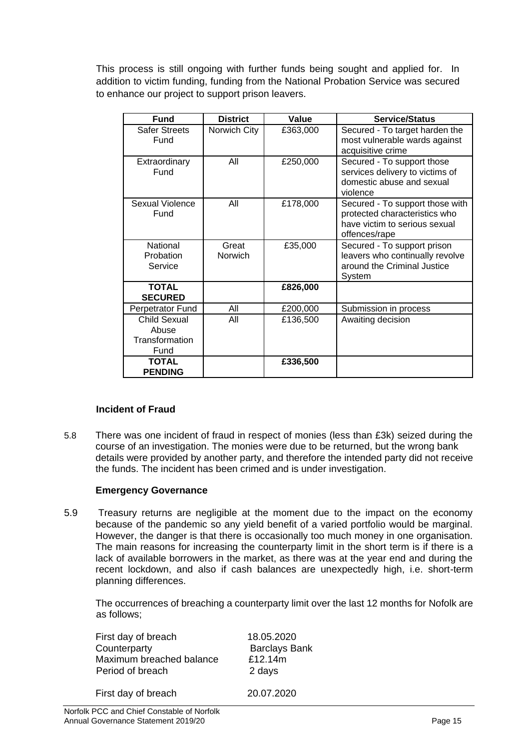This process is still ongoing with further funds being sought and applied for. In addition to victim funding, funding from the National Probation Service was secured to enhance our project to support prison leavers.

| Fund | District | Value | Service/Status |
|---|---|---|---|
| Safer Streets Fund | Norwich City | £363,000 | Secured - To target harden the most vulnerable wards against acquisitive crime |
| Extraordinary Fund | All | £250,000 | Secured - To support those services delivery to victims of domestic abuse and sexual violence |
| Sexual Violence Fund | All | £178,000 | Secured - To support those with protected characteristics who have victim to serious sexual offences/rape |
| National Probation Service | Great Norwich | £35,000 | Secured - To support prison leavers who continually revolve around the Criminal Justice System |
| **TOTAL SECURED** | | **£826,000** | |
| Perpetrator Fund | All | £200,000 | Submission in process |
| Child Sexual Abuse Transformation Fund | All | £136,500 | Awaiting decision |
| **TOTAL PENDING** | | **£336,500** | |

### Incident of Fraud

5.8 There was one incident of fraud in respect of monies (less than £3k) seized during the course of an investigation. The monies were due to be returned, but the wrong bank details were provided by another party, and therefore the intended party did not receive the funds. The incident has been crimed and is under investigation.

### Emergency Governance

5.9 Treasury returns are negligible at the moment due to the impact on the economy because of the pandemic so any yield benefit of a varied portfolio would be marginal. However, the danger is that there is occasionally too much money in one organisation. The main reasons for increasing the counterparty limit in the short term is if there is a lack of available borrowers in the market, as there was at the year end and during the recent lockdown, and also if cash balances are unexpectedly high, i.e. short-term planning differences.

The occurrences of breaching a counterparty limit over the last 12 months for Nofolk are as follows;

| | |
|---|---|
| First day of breach | 18.05.2020 |
| Counterparty | Barclays Bank |
| Maximum breached balance | £12.14m |
| Period of breach | 2 days |
| | |
| First day of breach | 20.07.2020 |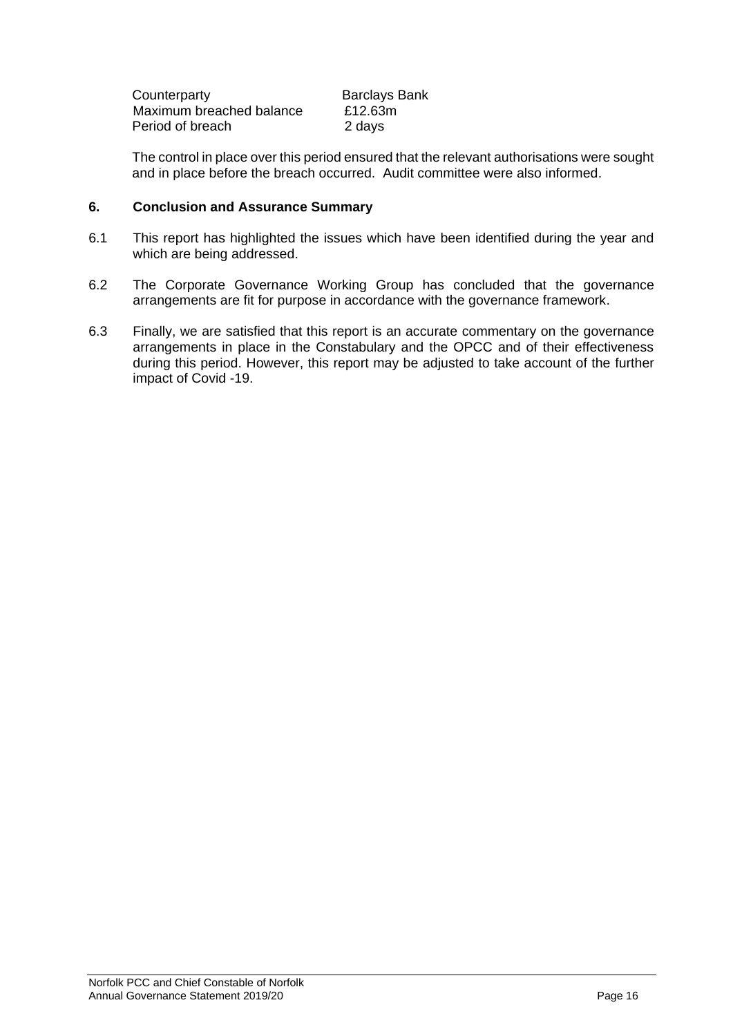| Counterparty | Barclays Bank |
|---|---|
| Maximum breached balance | £12.63m |
| Period of breach | 2 days |

The control in place over this period ensured that the relevant authorisations were sought and in place before the breach occurred. Audit committee were also informed.

## 6. Conclusion and Assurance Summary

6.1 This report has highlighted the issues which have been identified during the year and which are being addressed.

6.2 The Corporate Governance Working Group has concluded that the governance arrangements are fit for purpose in accordance with the governance framework.

6.3 Finally, we are satisfied that this report is an accurate commentary on the governance arrangements in place in the Constabulary and the OPCC and of their effectiveness during this period. However, this report may be adjusted to take account of the further impact of Covid -19.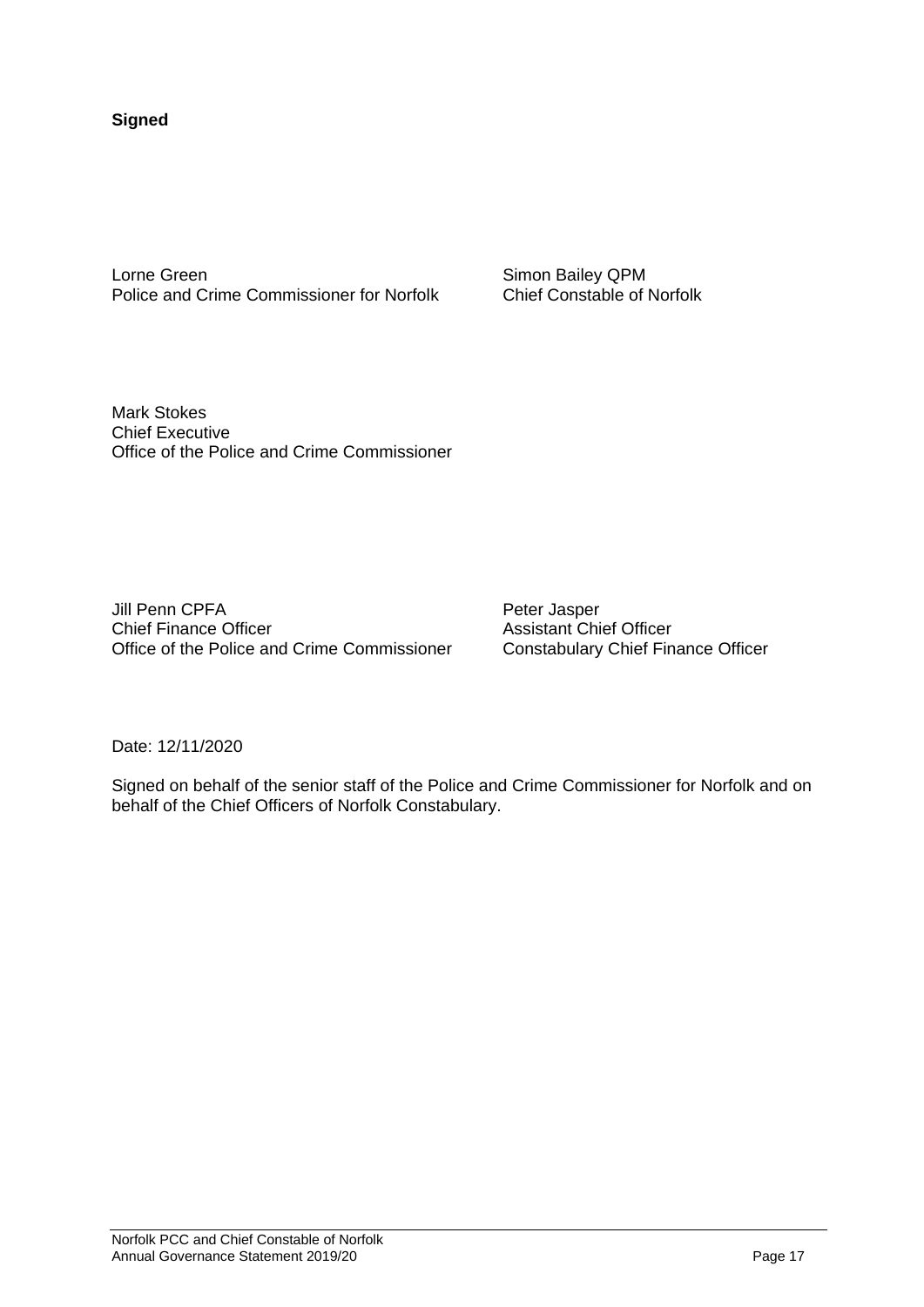**Signed**

Lorne Green
Police and Crime Commissioner for Norfolk

Simon Bailey QPM
Chief Constable of Norfolk

Mark Stokes
Chief Executive
Office of the Police and Crime Commissioner

Jill Penn CPFA
Chief Finance Officer
Office of the Police and Crime Commissioner

Peter Jasper
Assistant Chief Officer
Constabulary Chief Finance Officer

Date: 12/11/2020

Signed on behalf of the senior staff of the Police and Crime Commissioner for Norfolk and on behalf of the Chief Officers of Norfolk Constabulary.